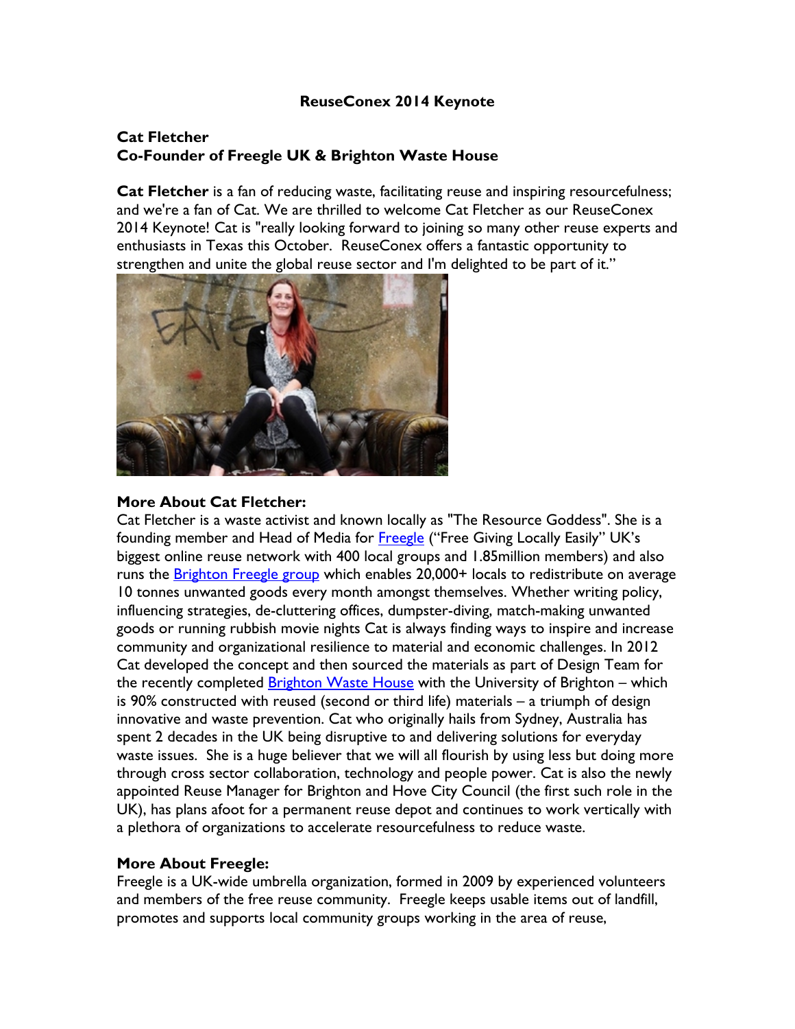**ReuseConex 2014 Keynote**

**Cat Fletcher**
**Co-Founder of Freegle UK & Brighton Waste House**

**Cat Fletcher** is a fan of reducing waste, facilitating reuse and inspiring resourcefulness; and we're a fan of Cat. We are thrilled to welcome Cat Fletcher as our ReuseConex 2014 Keynote! Cat is "really looking forward to joining so many other reuse experts and enthusiasts in Texas this October. ReuseConex offers a fantastic opportunity to strengthen and unite the global reuse sector and I'm delighted to be part of it."

**More About Cat Fletcher:**
Cat Fletcher is a waste activist and known locally as "The Resource Goddess". She is a founding member and Head of Media for Freegle ("Free Giving Locally Easily" UK's biggest online reuse network with 400 local groups and 1.85million members) and also runs the Brighton Freegle group which enables 20,000+ locals to redistribute on average 10 tonnes unwanted goods every month amongst themselves. Whether writing policy, influencing strategies, de-cluttering offices, dumpster-diving, match-making unwanted goods or running rubbish movie nights Cat is always finding ways to inspire and increase community and organizational resilience to material and economic challenges. In 2012 Cat developed the concept and then sourced the materials as part of Design Team for the recently completed Brighton Waste House with the University of Brighton – which is 90% constructed with reused (second or third life) materials – a triumph of design innovative and waste prevention. Cat who originally hails from Sydney, Australia has spent 2 decades in the UK being disruptive to and delivering solutions for everyday waste issues. She is a huge believer that we will all flourish by using less but doing more through cross sector collaboration, technology and people power. Cat is also the newly appointed Reuse Manager for Brighton and Hove City Council (the first such role in the UK), has plans afoot for a permanent reuse depot and continues to work vertically with a plethora of organizations to accelerate resourcefulness to reduce waste.

**More About Freegle:**
Freegle is a UK-wide umbrella organization, formed in 2009 by experienced volunteers and members of the free reuse community. Freegle keeps usable items out of landfill, promotes and supports local community groups working in the area of reuse,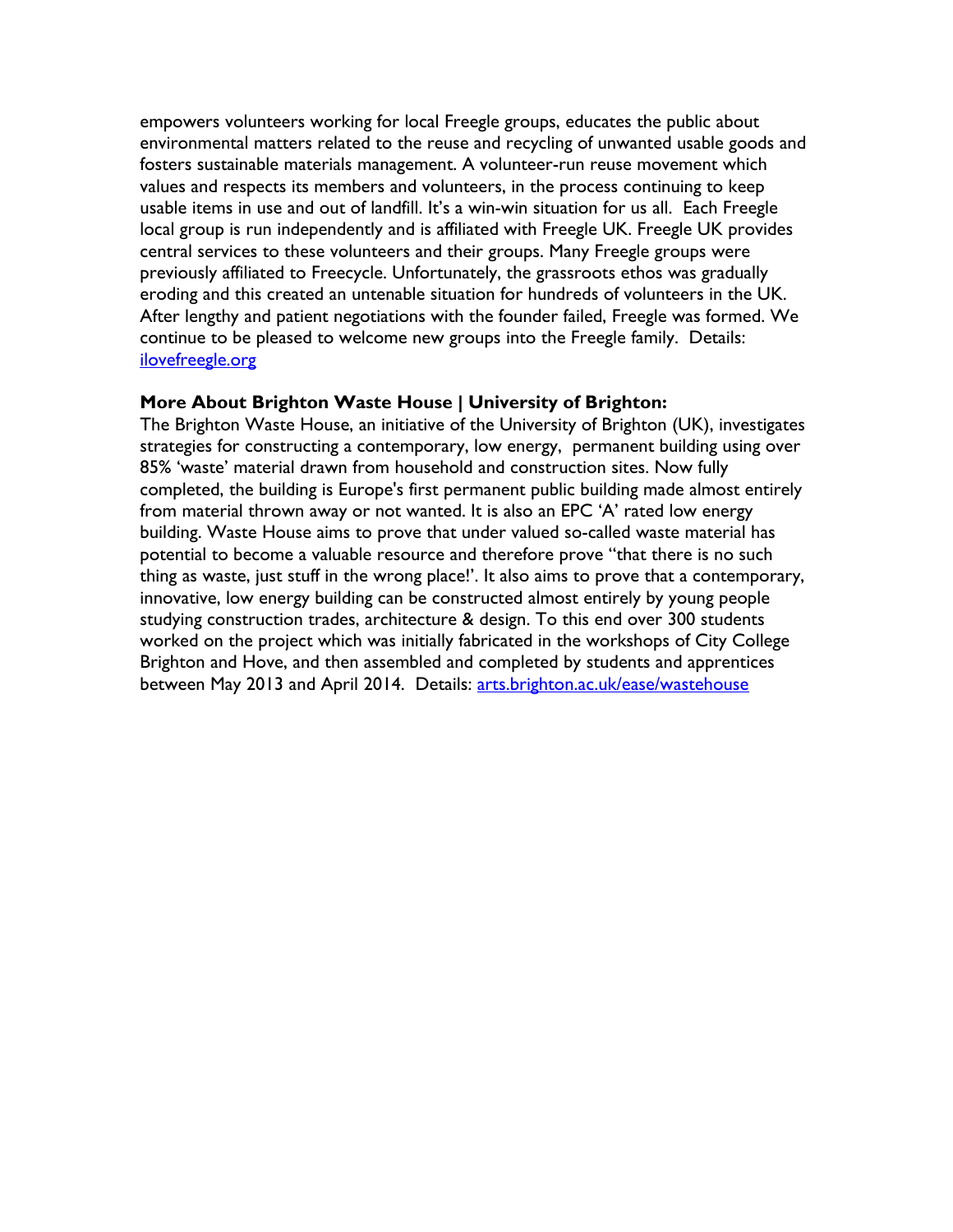empowers volunteers working for local Freegle groups, educates the public about environmental matters related to the reuse and recycling of unwanted usable goods and fosters sustainable materials management. A volunteer-run reuse movement which values and respects its members and volunteers, in the process continuing to keep usable items in use and out of landfill. It's a win-win situation for us all. Each Freegle local group is run independently and is affiliated with Freegle UK. Freegle UK provides central services to these volunteers and their groups. Many Freegle groups were previously affiliated to Freecycle. Unfortunately, the grassroots ethos was gradually eroding and this created an untenable situation for hundreds of volunteers in the UK. After lengthy and patient negotiations with the founder failed, Freegle was formed. We continue to be pleased to welcome new groups into the Freegle family. Details: [ilovefreegle.org](ilovefreegle.org)

**More About Brighton Waste House | University of Brighton:**

The Brighton Waste House, an initiative of the University of Brighton (UK), investigates strategies for constructing a contemporary, low energy, permanent building using over 85% 'waste' material drawn from household and construction sites. Now fully completed, the building is Europe's first permanent public building made almost entirely from material thrown away or not wanted. It is also an EPC 'A' rated low energy building. Waste House aims to prove that under valued so-called waste material has potential to become a valuable resource and therefore prove "that there is no such thing as waste, just stuff in the wrong place!'. It also aims to prove that a contemporary, innovative, low energy building can be constructed almost entirely by young people studying construction trades, architecture & design. To this end over 300 students worked on the project which was initially fabricated in the workshops of City College Brighton and Hove, and then assembled and completed by students and apprentices between May 2013 and April 2014. Details: [arts.brighton.ac.uk/ease/wastehouse](arts.brighton.ac.uk/ease/wastehouse)